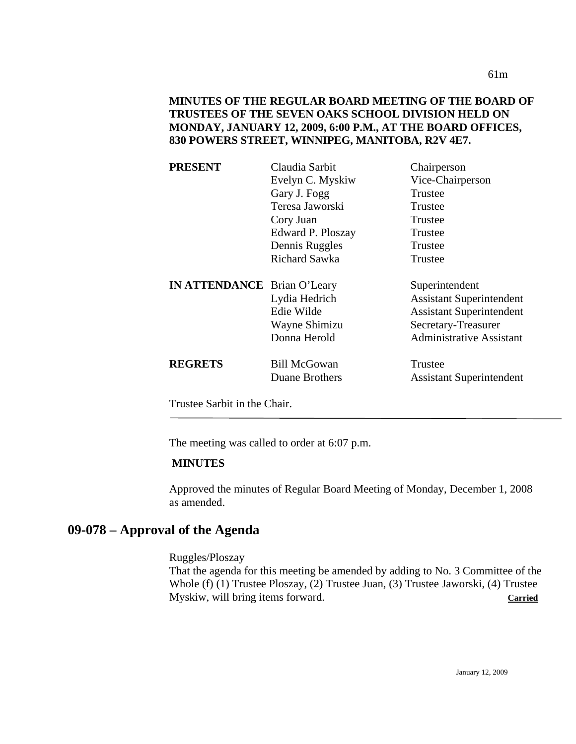**MINUTES OF THE REGULAR BOARD MEETING OF THE BOARD OF TRUSTEES OF THE SEVEN OAKS SCHOOL DIVISION HELD ON MONDAY, JANUARY 12, 2009, 6:00 P.M., AT THE BOARD OFFICES, 830 POWERS STREET, WINNIPEG, MANITOBA, R2V 4E7.**

| | | |
|---|---|---|
| **PRESENT** | Claudia Sarbit | Chairperson |
| | Evelyn C. Myskiw | Vice-Chairperson |
| | Gary J. Fogg | Trustee |
| | Teresa Jaworski | Trustee |
| | Cory Juan | Trustee |
| | Edward P. Ploszay | Trustee |
| | Dennis Ruggles | Trustee |
| | Richard Sawka | Trustee |
| **IN ATTENDANCE** | Brian O'Leary | Superintendent |
| | Lydia Hedrich | Assistant Superintendent |
| | Edie Wilde | Assistant Superintendent |
| | Wayne Shimizu | Secretary-Treasurer |
| | Donna Herold | Administrative Assistant |
| **REGRETS** | Bill McGowan | Trustee |
| | Duane Brothers | Assistant Superintendent |

Trustee Sarbit in the Chair.

---

The meeting was called to order at 6:07 p.m.

**MINUTES**

Approved the minutes of Regular Board Meeting of Monday, December 1, 2008 as amended.

## 09-078 – Approval of the Agenda

Ruggles/Ploszay
That the agenda for this meeting be amended by adding to No. 3 Committee of the Whole (f) (1) Trustee Ploszay, (2) Trustee Juan, (3) Trustee Jaworski, (4) Trustee Myskiw, will bring items forward. **Carried**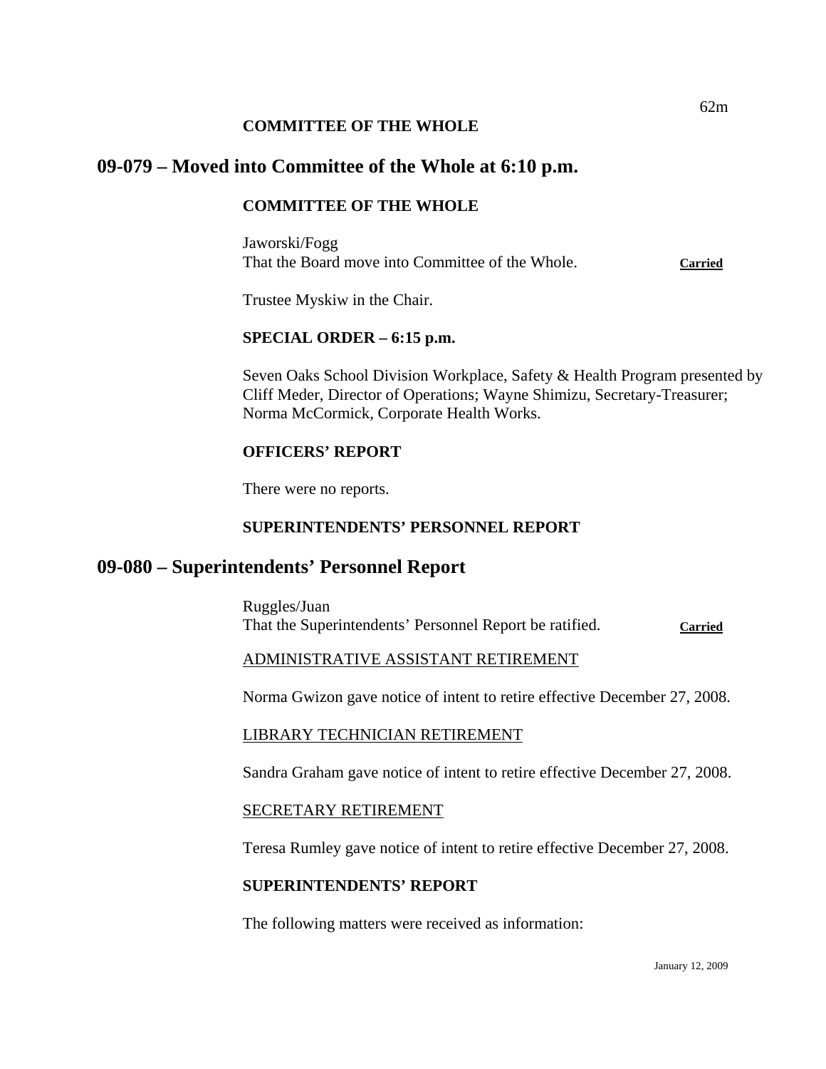**COMMITTEE OF THE WHOLE**

## 09-079 – Moved into Committee of the Whole at 6:10 p.m.

**COMMITTEE OF THE WHOLE**

Jaworski/Fogg
That the Board move into Committee of the Whole. **Carried**

Trustee Myskiw in the Chair.

**SPECIAL ORDER – 6:15 p.m.**

Seven Oaks School Division Workplace, Safety & Health Program presented by Cliff Meder, Director of Operations; Wayne Shimizu, Secretary-Treasurer; Norma McCormick, Corporate Health Works.

**OFFICERS' REPORT**

There were no reports.

**SUPERINTENDENTS' PERSONNEL REPORT**

## 09-080 – Superintendents' Personnel Report

Ruggles/Juan
That the Superintendents' Personnel Report be ratified. **Carried**

ADMINISTRATIVE ASSISTANT RETIREMENT

Norma Gwizon gave notice of intent to retire effective December 27, 2008.

LIBRARY TECHNICIAN RETIREMENT

Sandra Graham gave notice of intent to retire effective December 27, 2008.

SECRETARY RETIREMENT

Teresa Rumley gave notice of intent to retire effective December 27, 2008.

**SUPERINTENDENTS' REPORT**

The following matters were received as information: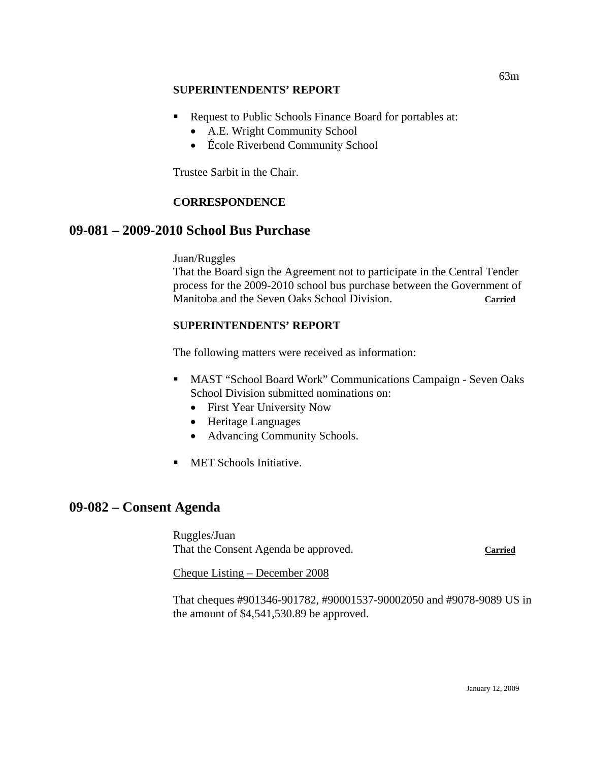**SUPERINTENDENTS' REPORT**

- Request to Public Schools Finance Board for portables at:
  - A.E. Wright Community School
  - École Riverbend Community School

Trustee Sarbit in the Chair.

**CORRESPONDENCE**

## 09-081 – 2009-2010 School Bus Purchase

Juan/Ruggles
That the Board sign the Agreement not to participate in the Central Tender process for the 2009-2010 school bus purchase between the Government of Manitoba and the Seven Oaks School Division. **Carried**

**SUPERINTENDENTS' REPORT**

The following matters were received as information:

- MAST "School Board Work" Communications Campaign - Seven Oaks School Division submitted nominations on:
  - First Year University Now
  - Heritage Languages
  - Advancing Community Schools.
- MET Schools Initiative.

## 09-082 – Consent Agenda

Ruggles/Juan
That the Consent Agenda be approved. **Carried**

Cheque Listing – December 2008

That cheques #901346-901782, #90001537-90002050 and #9078-9089 US in the amount of $4,541,530.89 be approved.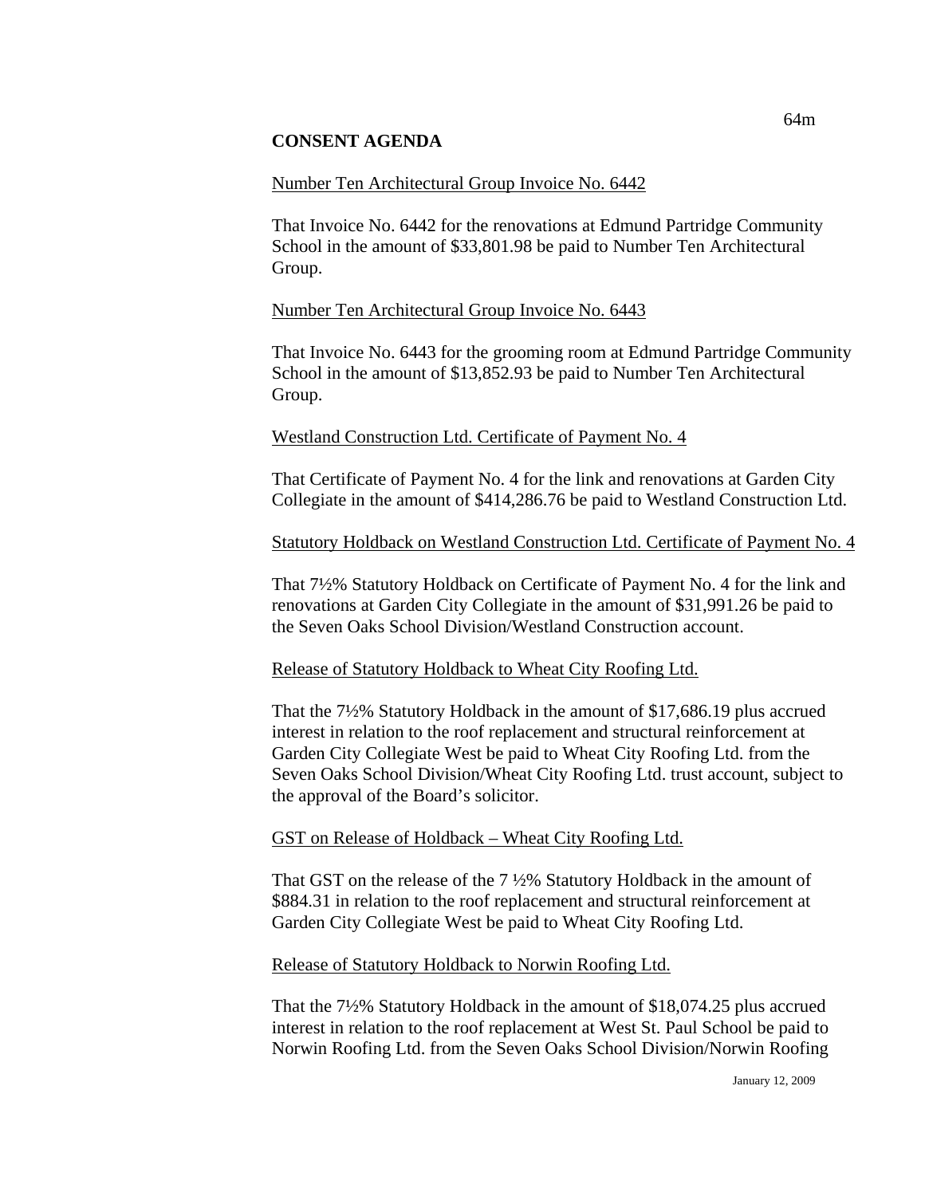**CONSENT AGENDA**

Number Ten Architectural Group Invoice No. 6442

That Invoice No. 6442 for the renovations at Edmund Partridge Community School in the amount of $33,801.98 be paid to Number Ten Architectural Group.

Number Ten Architectural Group Invoice No. 6443

That Invoice No. 6443 for the grooming room at Edmund Partridge Community School in the amount of $13,852.93 be paid to Number Ten Architectural Group.

Westland Construction Ltd. Certificate of Payment No. 4

That Certificate of Payment No. 4 for the link and renovations at Garden City Collegiate in the amount of $414,286.76 be paid to Westland Construction Ltd.

Statutory Holdback on Westland Construction Ltd. Certificate of Payment No. 4

That 7½% Statutory Holdback on Certificate of Payment No. 4 for the link and renovations at Garden City Collegiate in the amount of $31,991.26 be paid to the Seven Oaks School Division/Westland Construction account.

Release of Statutory Holdback to Wheat City Roofing Ltd.

That the 7½% Statutory Holdback in the amount of $17,686.19 plus accrued interest in relation to the roof replacement and structural reinforcement at Garden City Collegiate West be paid to Wheat City Roofing Ltd. from the Seven Oaks School Division/Wheat City Roofing Ltd. trust account, subject to the approval of the Board's solicitor.

GST on Release of Holdback – Wheat City Roofing Ltd.

That GST on the release of the 7 ½% Statutory Holdback in the amount of $884.31 in relation to the roof replacement and structural reinforcement at Garden City Collegiate West be paid to Wheat City Roofing Ltd.

Release of Statutory Holdback to Norwin Roofing Ltd.

That the 7½% Statutory Holdback in the amount of $18,074.25 plus accrued interest in relation to the roof replacement at West St. Paul School be paid to Norwin Roofing Ltd. from the Seven Oaks School Division/Norwin Roofing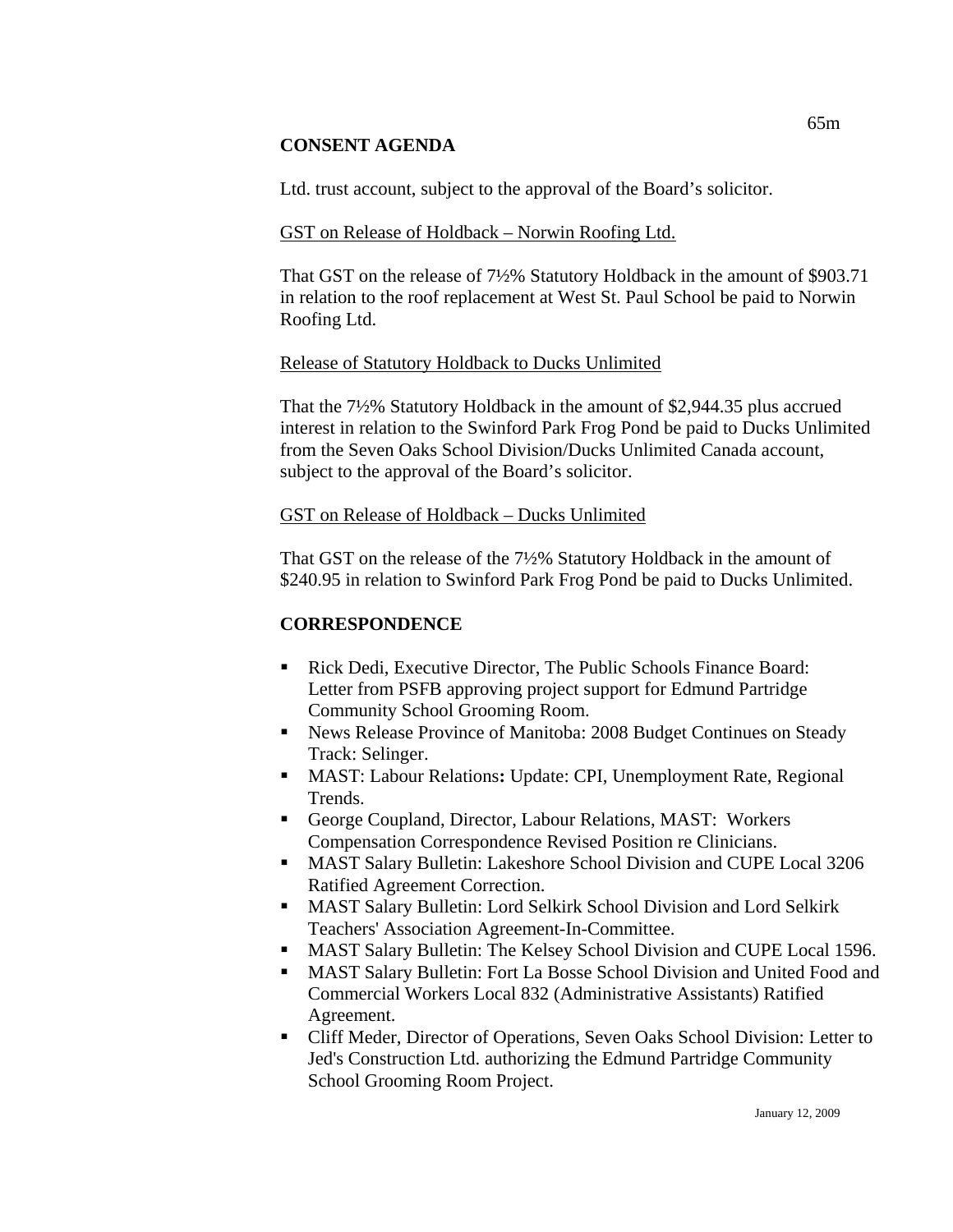## CONSENT AGENDA

Ltd. trust account, subject to the approval of the Board's solicitor.

GST on Release of Holdback – Norwin Roofing Ltd.

That GST on the release of 7½% Statutory Holdback in the amount of $903.71 in relation to the roof replacement at West St. Paul School be paid to Norwin Roofing Ltd.

Release of Statutory Holdback to Ducks Unlimited

That the 7½% Statutory Holdback in the amount of $2,944.35 plus accrued interest in relation to the Swinford Park Frog Pond be paid to Ducks Unlimited from the Seven Oaks School Division/Ducks Unlimited Canada account, subject to the approval of the Board's solicitor.

GST on Release of Holdback – Ducks Unlimited

That GST on the release of the 7½% Statutory Holdback in the amount of $240.95 in relation to Swinford Park Frog Pond be paid to Ducks Unlimited.

## CORRESPONDENCE

- Rick Dedi, Executive Director, The Public Schools Finance Board: Letter from PSFB approving project support for Edmund Partridge Community School Grooming Room.
- News Release Province of Manitoba: 2008 Budget Continues on Steady Track: Selinger.
- MAST: Labour Relations**:** Update: CPI, Unemployment Rate, Regional Trends.
- George Coupland, Director, Labour Relations, MAST: Workers Compensation Correspondence Revised Position re Clinicians.
- MAST Salary Bulletin: Lakeshore School Division and CUPE Local 3206 Ratified Agreement Correction.
- MAST Salary Bulletin: Lord Selkirk School Division and Lord Selkirk Teachers' Association Agreement-In-Committee.
- MAST Salary Bulletin: The Kelsey School Division and CUPE Local 1596.
- MAST Salary Bulletin: Fort La Bosse School Division and United Food and Commercial Workers Local 832 (Administrative Assistants) Ratified Agreement.
- Cliff Meder, Director of Operations, Seven Oaks School Division: Letter to Jed's Construction Ltd. authorizing the Edmund Partridge Community School Grooming Room Project.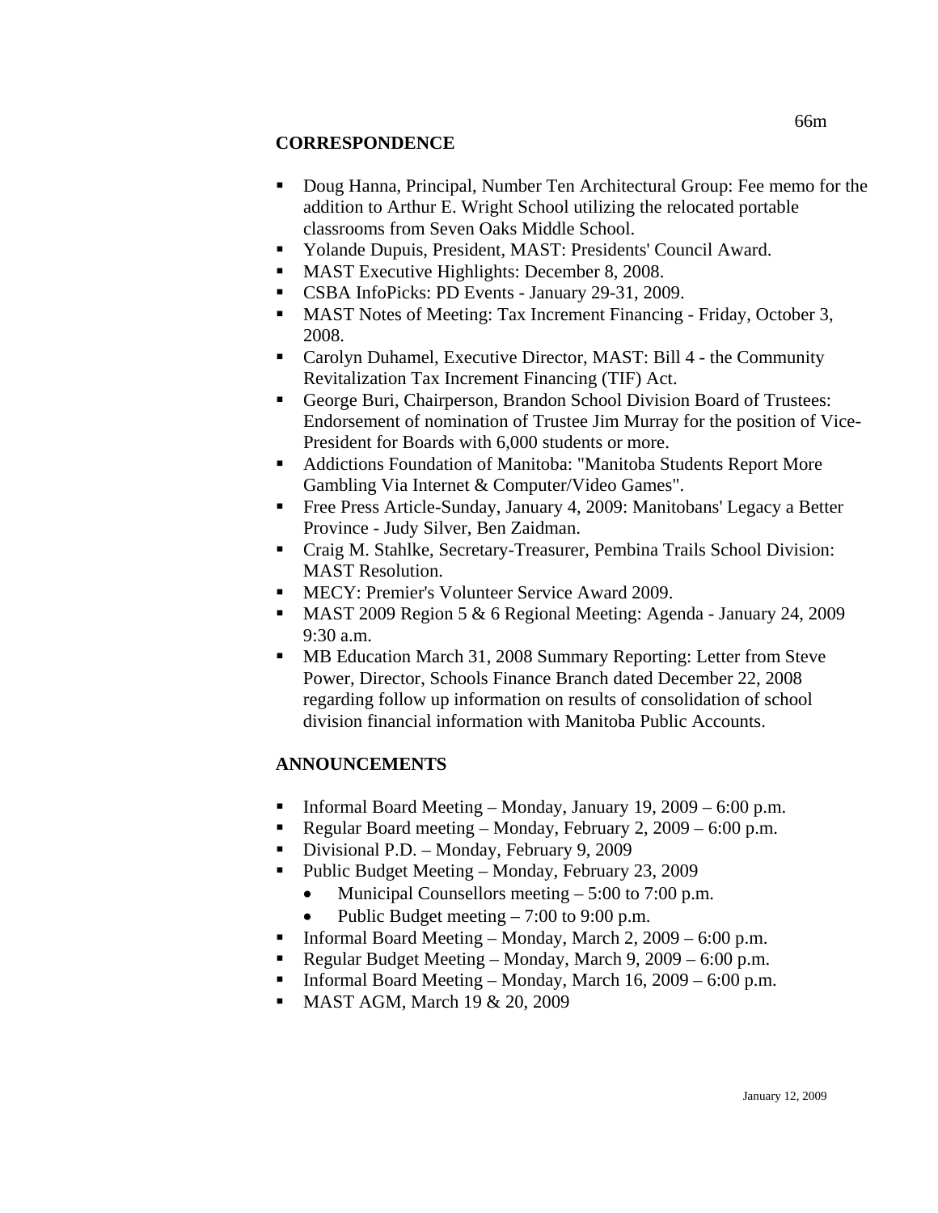## CORRESPONDENCE

- Doug Hanna, Principal, Number Ten Architectural Group: Fee memo for the addition to Arthur E. Wright School utilizing the relocated portable classrooms from Seven Oaks Middle School.
- Yolande Dupuis, President, MAST: Presidents' Council Award.
- MAST Executive Highlights: December 8, 2008.
- CSBA InfoPicks: PD Events - January 29-31, 2009.
- MAST Notes of Meeting: Tax Increment Financing - Friday, October 3, 2008.
- Carolyn Duhamel, Executive Director, MAST: Bill 4 - the Community Revitalization Tax Increment Financing (TIF) Act.
- George Buri, Chairperson, Brandon School Division Board of Trustees: Endorsement of nomination of Trustee Jim Murray for the position of Vice-President for Boards with 6,000 students or more.
- Addictions Foundation of Manitoba: "Manitoba Students Report More Gambling Via Internet & Computer/Video Games".
- Free Press Article-Sunday, January 4, 2009: Manitobans' Legacy a Better Province - Judy Silver, Ben Zaidman.
- Craig M. Stahlke, Secretary-Treasurer, Pembina Trails School Division: MAST Resolution.
- MECY: Premier's Volunteer Service Award 2009.
- MAST 2009 Region 5 & 6 Regional Meeting: Agenda - January 24, 2009 9:30 a.m.
- MB Education March 31, 2008 Summary Reporting: Letter from Steve Power, Director, Schools Finance Branch dated December 22, 2008 regarding follow up information on results of consolidation of school division financial information with Manitoba Public Accounts.

## ANNOUNCEMENTS

- Informal Board Meeting – Monday, January 19, 2009 – 6:00 p.m.
- Regular Board meeting – Monday, February 2, 2009 – 6:00 p.m.
- Divisional P.D. – Monday, February 9, 2009
- Public Budget Meeting – Monday, February 23, 2009
  - Municipal Counsellors meeting – 5:00 to 7:00 p.m.
  - Public Budget meeting – 7:00 to 9:00 p.m.
- Informal Board Meeting – Monday, March 2, 2009 – 6:00 p.m.
- Regular Budget Meeting – Monday, March 9, 2009 – 6:00 p.m.
- Informal Board Meeting – Monday, March 16, 2009 – 6:00 p.m.
- MAST AGM, March 19 & 20, 2009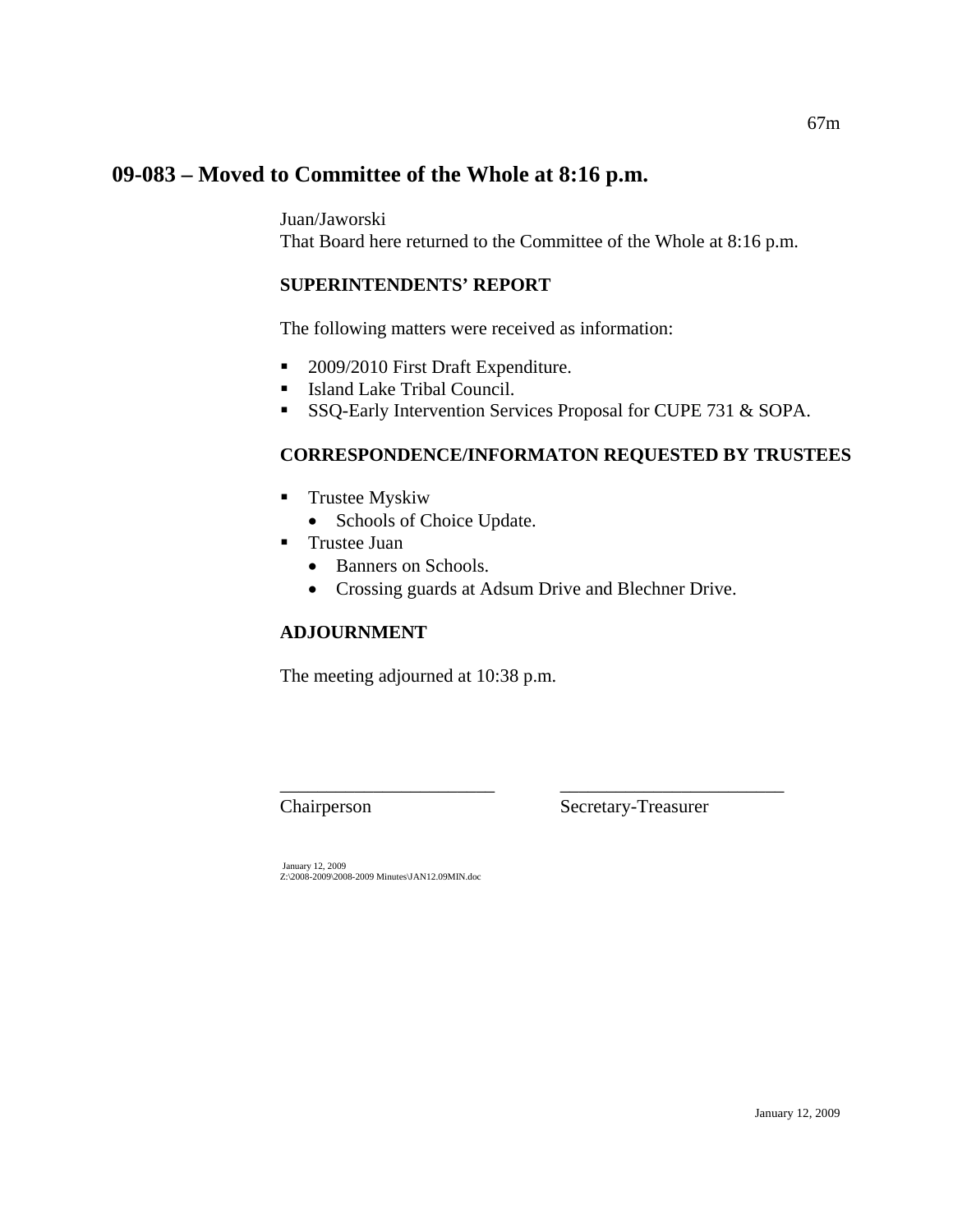## 09-083 – Moved to Committee of the Whole at 8:16 p.m.

Juan/Jaworski
That Board here returned to the Committee of the Whole at 8:16 p.m.

**SUPERINTENDENTS' REPORT**

The following matters were received as information:

- 2009/2010 First Draft Expenditure.
- Island Lake Tribal Council.
- SSQ-Early Intervention Services Proposal for CUPE 731 & SOPA.

**CORRESPONDENCE/INFORMATON REQUESTED BY TRUSTEES**

- Trustee Myskiw
  - Schools of Choice Update.
- Trustee Juan
  - Banners on Schools.
  - Crossing guards at Adsum Drive and Blechner Drive.

**ADJOURNMENT**

The meeting adjourned at 10:38 p.m.

_______________________ _______________________
Chairperson Secretary-Treasurer

January 12, 2009
Z:\2008-2009\2008-2009 Minutes\JAN12.09MIN.doc